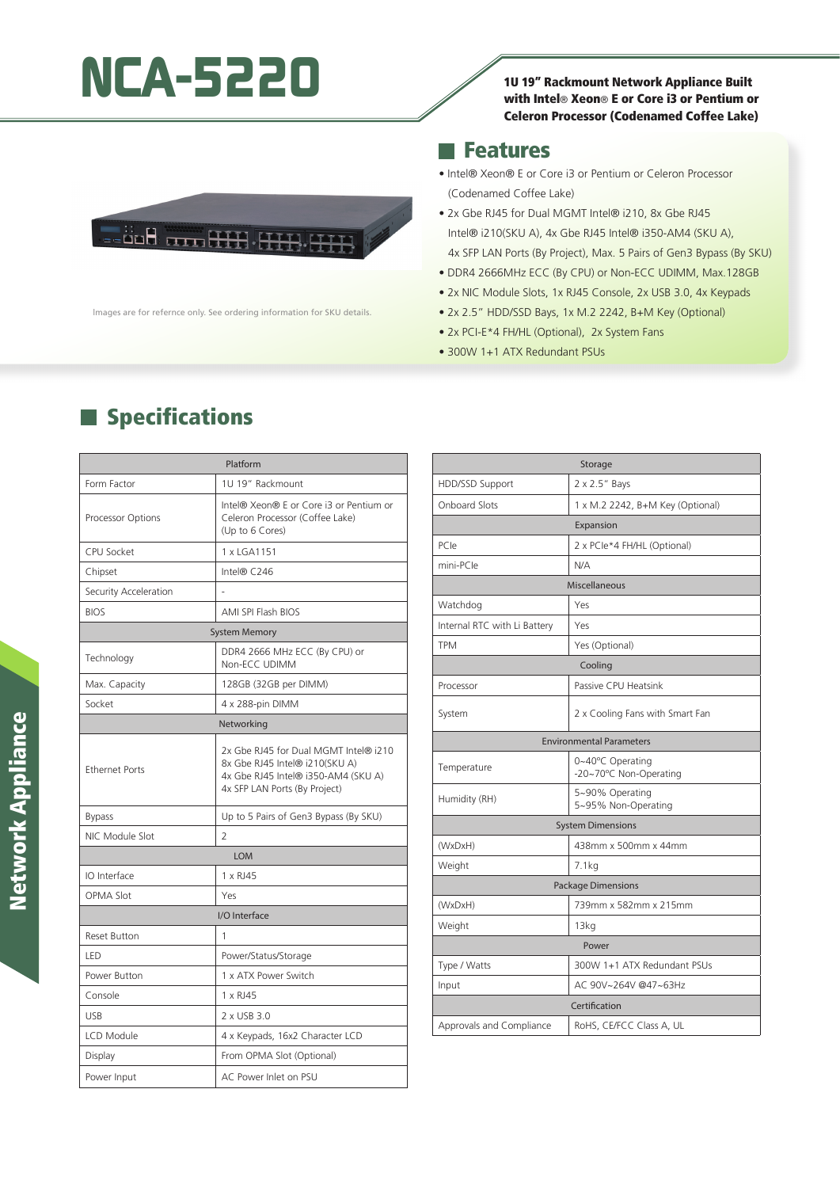# NCA-5220

**1U 19" Rackmount Network Appliance Built with Intel® Xeon® E or Core i3 or Pentium or Celeron Processor (Codenamed Coffee Lake)**

Images are for refernce only. See ordering information for SKU details.

## Features

- Intel® Xeon® E or Core i3 or Pentium or Celeron Processor (Codenamed Coffee Lake)
- 2x Gbe RJ45 for Dual MGMT Intel® i210, 8x Gbe RJ45 Intel® i210(SKU A), 4x Gbe RJ45 Intel® i350-AM4 (SKU A), 4x SFP LAN Ports (By Project), Max. 5 Pairs of Gen3 Bypass (By SKU)
- DDR4 2666MHz ECC (By CPU) or Non-ECC UDIMM, Max.128GB
- 2x NIC Module Slots, 1x RJ45 Console, 2x USB 3.0, 4x Keypads
- 2x 2.5" HDD/SSD Bays, 1x M.2 2242, B+M Key (Optional)
- 2x PCI-E*4 FH/HL (Optional), 2x System Fans
- 300W 1+1 ATX Redundant PSUs

## Specifications

| Platform | |
|---|---|
| Form Factor | 1U 19" Rackmount |
| Processor Options | Intel® Xeon® E or Core i3 or Pentium or Celeron Processor (Coffee Lake) (Up to 6 Cores) |
| CPU Socket | 1 x LGA1151 |
| Chipset | Intel® C246 |
| Security Acceleration | - |
| BIOS | AMI SPI Flash BIOS |
| **System Memory** | |
| Technology | DDR4 2666 MHz ECC (By CPU) or Non-ECC UDIMM |
| Max. Capacity | 128GB (32GB per DIMM) |
| Socket | 4 x 288-pin DIMM |
| **Networking** | |
| Ethernet Ports | 2x Gbe RJ45 for Dual MGMT Intel® i210<br>8x Gbe RJ45 Intel® i210(SKU A)<br>4x Gbe RJ45 Intel® i350-AM4 (SKU A)<br>4x SFP LAN Ports (By Project) |
| Bypass | Up to 5 Pairs of Gen3 Bypass (By SKU) |
| NIC Module Slot | 2 |
| **LOM** | |
| IO Interface | 1 x RJ45 |
| OPMA Slot | Yes |
| **I/O Interface** | |
| Reset Button | 1 |
| LED | Power/Status/Storage |
| Power Button | 1 x ATX Power Switch |
| Console | 1 x RJ45 |
| USB | 2 x USB 3.0 |
| LCD Module | 4 x Keypads, 16x2 Character LCD |
| Display | From OPMA Slot (Optional) |
| Power Input | AC Power Inlet on PSU |

| Storage | |
|---|---|
| HDD/SSD Support | 2 x 2.5" Bays |
| Onboard Slots | 1 x M.2 2242, B+M Key (Optional) |
| **Expansion** | |
| PCIe | 2 x PCIe*4 FH/HL (Optional) |
| mini-PCIe | N/A |
| **Miscellaneous** | |
| Watchdog | Yes |
| Internal RTC with Li Battery | Yes |
| TPM | Yes (Optional) |
| **Cooling** | |
| Processor | Passive CPU Heatsink |
| System | 2 x Cooling Fans with Smart Fan |
| **Environmental Parameters** | |
| Temperature | 0~40°C Operating<br>-20~70°C Non-Operating |
| Humidity (RH) | 5~90% Operating<br>5~95% Non-Operating |
| **System Dimensions** | |
| (WxDxH) | 438mm x 500mm x 44mm |
| Weight | 7.1kg |
| **Package Dimensions** | |
| (WxDxH) | 739mm x 582mm x 215mm |
| Weight | 13kg |
| **Power** | |
| Type / Watts | 300W 1+1 ATX Redundant PSUs |
| Input | AC 90V~264V @47~63Hz |
| **Certification** | |
| Approvals and Compliance | RoHS, CE/FCC Class A, UL |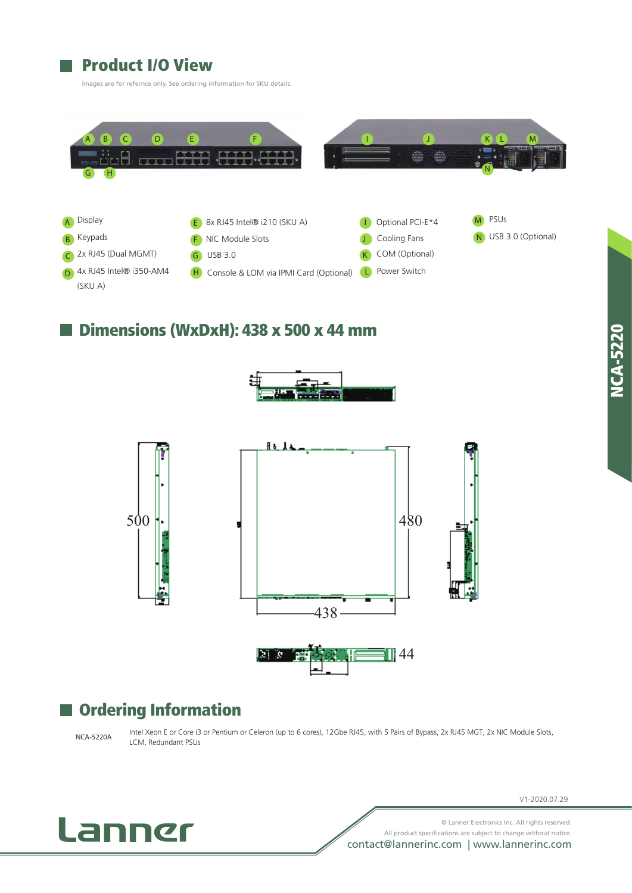## Product I/O View

Images are for refernce only. See ordering information for SKU details.

- A Display
- B Keypads
- C 2x RJ45 (Dual MGMT)
- D 4x RJ45 Intel® i350-AM4 (SKU A)
- E 8x RJ45 Intel® i210 (SKU A)
- F NIC Module Slots
- G USB 3.0
- H Console & LOM via IPMI Card (Optional)
- I Optional PCI-E*4
- J Cooling Fans
- K COM (Optional)
- L Power Switch
- M PSUs
- N USB 3.0 (Optional)

## Dimensions (WxDxH): 438 x 500 x 44 mm

500

480

438

44

## Ordering Information

| | |
|---|---|
| NCA-5220A | Intel Xeon E or Core i3 or Pentium or Celeron (up to 6 cores), 12Gbe RJ45, with 5 Pairs of Bypass, 2x RJ45 MGT, 2x NIC Module Slots, LCM, Redundant PSUs |

V1-2020.07.29

© Lanner Electronics Inc. All rights reserved.
All product specifications are subject to change without notice.
contact@lannerinc.com | www.lannerinc.com